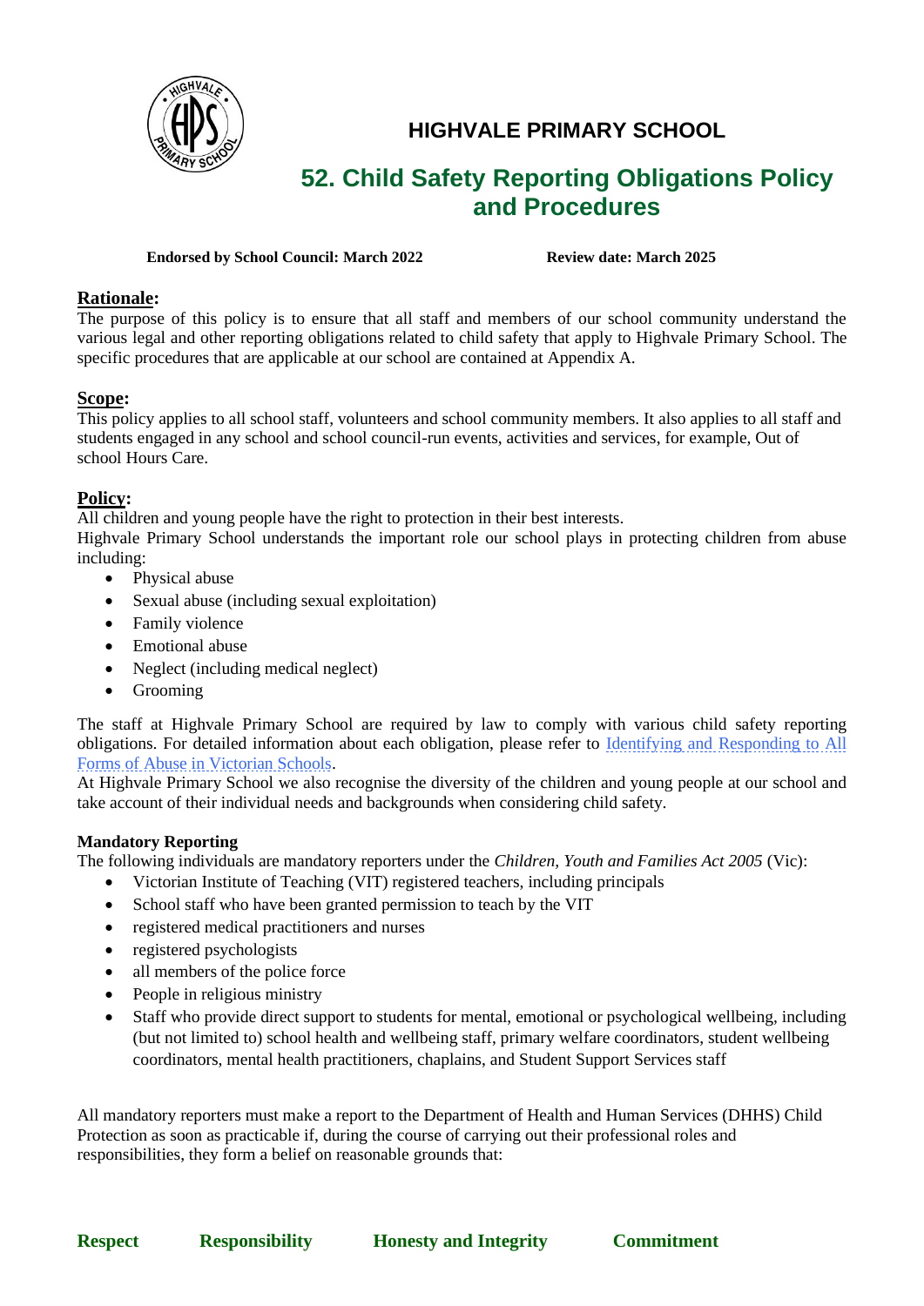# HIGHVALE PRIMARY SCHOOL

# 52. Child Safety Reporting Obligations Policy and Procedures

**Endorsed by School Council: March 2022** **Review date: March 2025**

## Rationale:

The purpose of this policy is to ensure that all staff and members of our school community understand the various legal and other reporting obligations related to child safety that apply to Highvale Primary School. The specific procedures that are applicable at our school are contained at Appendix A.

## Scope:

This policy applies to all school staff, volunteers and school community members. It also applies to all staff and students engaged in any school and school council-run events, activities and services, for example, Out of school Hours Care.

## Policy:

All children and young people have the right to protection in their best interests.

Highvale Primary School understands the important role our school plays in protecting children from abuse including:

- Physical abuse
- Sexual abuse (including sexual exploitation)
- Family violence
- Emotional abuse
- Neglect (including medical neglect)
- Grooming

The staff at Highvale Primary School are required by law to comply with various child safety reporting obligations. For detailed information about each obligation, please refer to Identifying and Responding to All Forms of Abuse in Victorian Schools.

At Highvale Primary School we also recognise the diversity of the children and young people at our school and take account of their individual needs and backgrounds when considering child safety.

### Mandatory Reporting

The following individuals are mandatory reporters under the *Children, Youth and Families Act 2005* (Vic):

- Victorian Institute of Teaching (VIT) registered teachers, including principals
- School staff who have been granted permission to teach by the VIT
- registered medical practitioners and nurses
- registered psychologists
- all members of the police force
- People in religious ministry
- Staff who provide direct support to students for mental, emotional or psychological wellbeing, including (but not limited to) school health and wellbeing staff, primary welfare coordinators, student wellbeing coordinators, mental health practitioners, chaplains, and Student Support Services staff

All mandatory reporters must make a report to the Department of Health and Human Services (DHHS) Child Protection as soon as practicable if, during the course of carrying out their professional roles and responsibilities, they form a belief on reasonable grounds that: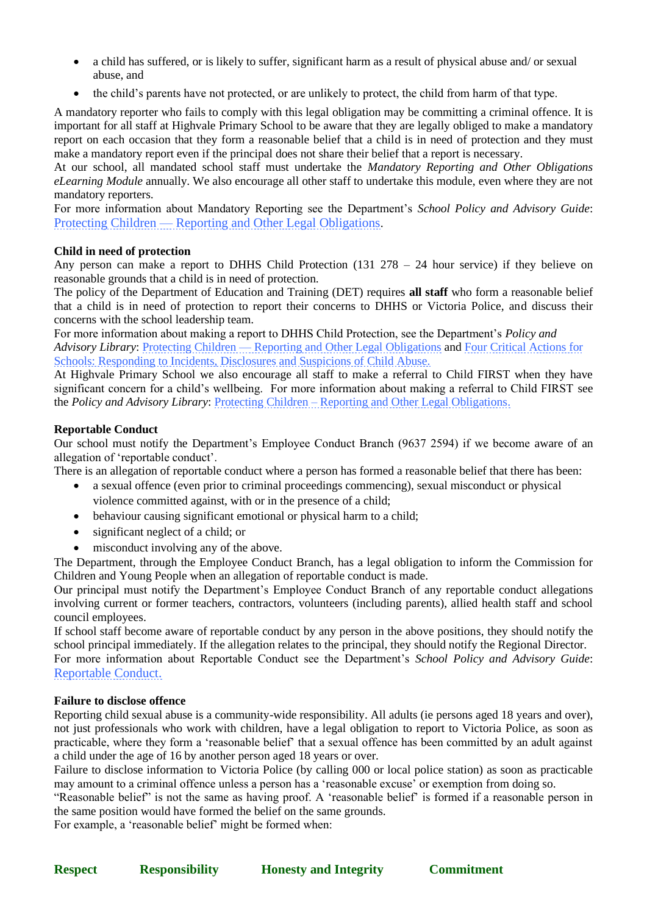- a child has suffered, or is likely to suffer, significant harm as a result of physical abuse and/ or sexual abuse, and
- the child's parents have not protected, or are unlikely to protect, the child from harm of that type.

A mandatory reporter who fails to comply with this legal obligation may be committing a criminal offence. It is important for all staff at Highvale Primary School to be aware that they are legally obliged to make a mandatory report on each occasion that they form a reasonable belief that a child is in need of protection and they must make a mandatory report even if the principal does not share their belief that a report is necessary.

At our school, all mandated school staff must undertake the *Mandatory Reporting and Other Obligations eLearning Module* annually. We also encourage all other staff to undertake this module, even where they are not mandatory reporters.

For more information about Mandatory Reporting see the Department's *School Policy and Advisory Guide*: Protecting Children — Reporting and Other Legal Obligations.

**Child in need of protection**

Any person can make a report to DHHS Child Protection (131 278 – 24 hour service) if they believe on reasonable grounds that a child is in need of protection.

The policy of the Department of Education and Training (DET) requires **all staff** who form a reasonable belief that a child is in need of protection to report their concerns to DHHS or Victoria Police, and discuss their concerns with the school leadership team.

For more information about making a report to DHHS Child Protection, see the Department's *Policy and Advisory Library*: Protecting Children — Reporting and Other Legal Obligations and Four Critical Actions for Schools: Responding to Incidents, Disclosures and Suspicions of Child Abuse.

At Highvale Primary School we also encourage all staff to make a referral to Child FIRST when they have significant concern for a child's wellbeing. For more information about making a referral to Child FIRST see the *Policy and Advisory Library*: Protecting Children – Reporting and Other Legal Obligations.

**Reportable Conduct**

Our school must notify the Department's Employee Conduct Branch (9637 2594) if we become aware of an allegation of 'reportable conduct'.

There is an allegation of reportable conduct where a person has formed a reasonable belief that there has been:

- a sexual offence (even prior to criminal proceedings commencing), sexual misconduct or physical violence committed against, with or in the presence of a child;
- behaviour causing significant emotional or physical harm to a child;
- significant neglect of a child; or
- misconduct involving any of the above.

The Department, through the Employee Conduct Branch, has a legal obligation to inform the Commission for Children and Young People when an allegation of reportable conduct is made.

Our principal must notify the Department's Employee Conduct Branch of any reportable conduct allegations involving current or former teachers, contractors, volunteers (including parents), allied health staff and school council employees.

If school staff become aware of reportable conduct by any person in the above positions, they should notify the school principal immediately. If the allegation relates to the principal, they should notify the Regional Director.

For more information about Reportable Conduct see the Department's *School Policy and Advisory Guide*: Reportable Conduct.

**Failure to disclose offence**

Reporting child sexual abuse is a community-wide responsibility. All adults (ie persons aged 18 years and over), not just professionals who work with children, have a legal obligation to report to Victoria Police, as soon as practicable, where they form a 'reasonable belief' that a sexual offence has been committed by an adult against a child under the age of 16 by another person aged 18 years or over.

Failure to disclose information to Victoria Police (by calling 000 or local police station) as soon as practicable may amount to a criminal offence unless a person has a 'reasonable excuse' or exemption from doing so.

"Reasonable belief" is not the same as having proof. A 'reasonable belief' is formed if a reasonable person in the same position would have formed the belief on the same grounds.

For example, a 'reasonable belief' might be formed when: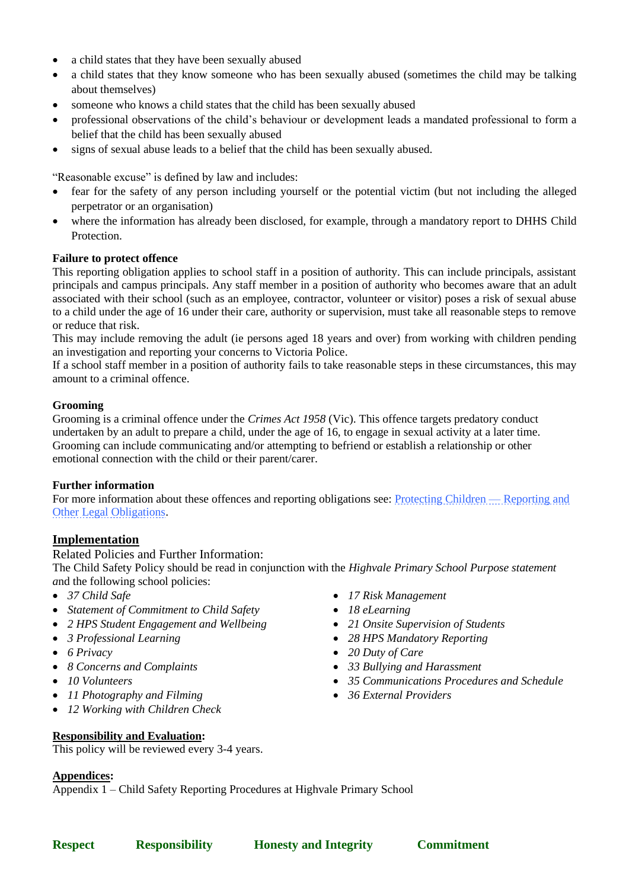- a child states that they have been sexually abused
- a child states that they know someone who has been sexually abused (sometimes the child may be talking about themselves)
- someone who knows a child states that the child has been sexually abused
- professional observations of the child's behaviour or development leads a mandated professional to form a belief that the child has been sexually abused
- signs of sexual abuse leads to a belief that the child has been sexually abused.

"Reasonable excuse" is defined by law and includes:

- fear for the safety of any person including yourself or the potential victim (but not including the alleged perpetrator or an organisation)
- where the information has already been disclosed, for example, through a mandatory report to DHHS Child Protection.

**Failure to protect offence**

This reporting obligation applies to school staff in a position of authority. This can include principals, assistant principals and campus principals. Any staff member in a position of authority who becomes aware that an adult associated with their school (such as an employee, contractor, volunteer or visitor) poses a risk of sexual abuse to a child under the age of 16 under their care, authority or supervision, must take all reasonable steps to remove or reduce that risk.

This may include removing the adult (ie persons aged 18 years and over) from working with children pending an investigation and reporting your concerns to Victoria Police.

If a school staff member in a position of authority fails to take reasonable steps in these circumstances, this may amount to a criminal offence.

**Grooming**

Grooming is a criminal offence under the *Crimes Act 1958* (Vic). This offence targets predatory conduct undertaken by an adult to prepare a child, under the age of 16, to engage in sexual activity at a later time. Grooming can include communicating and/or attempting to befriend or establish a relationship or other emotional connection with the child or their parent/carer.

**Further information**

For more information about these offences and reporting obligations see: Protecting Children — Reporting and Other Legal Obligations.

## Implementation

Related Policies and Further Information:

The Child Safety Policy should be read in conjunction with the *Highvale Primary School Purpose statement and* the following school policies:

- *37 Child Safe*
- *Statement of Commitment to Child Safety*
- *2 HPS Student Engagement and Wellbeing*
- *3 Professional Learning*
- *6 Privacy*
- *8 Concerns and Complaints*
- *10 Volunteers*
- *11 Photography and Filming*
- *12 Working with Children Check*
- *17 Risk Management*
- *18 eLearning*
- *21 Onsite Supervision of Students*
- *28 HPS Mandatory Reporting*
- *20 Duty of Care*
- *33 Bullying and Harassment*
- *35 Communications Procedures and Schedule*
- *36 External Providers*

**Responsibility and Evaluation:**

This policy will be reviewed every 3-4 years.

**Appendices:**

Appendix 1 – Child Safety Reporting Procedures at Highvale Primary School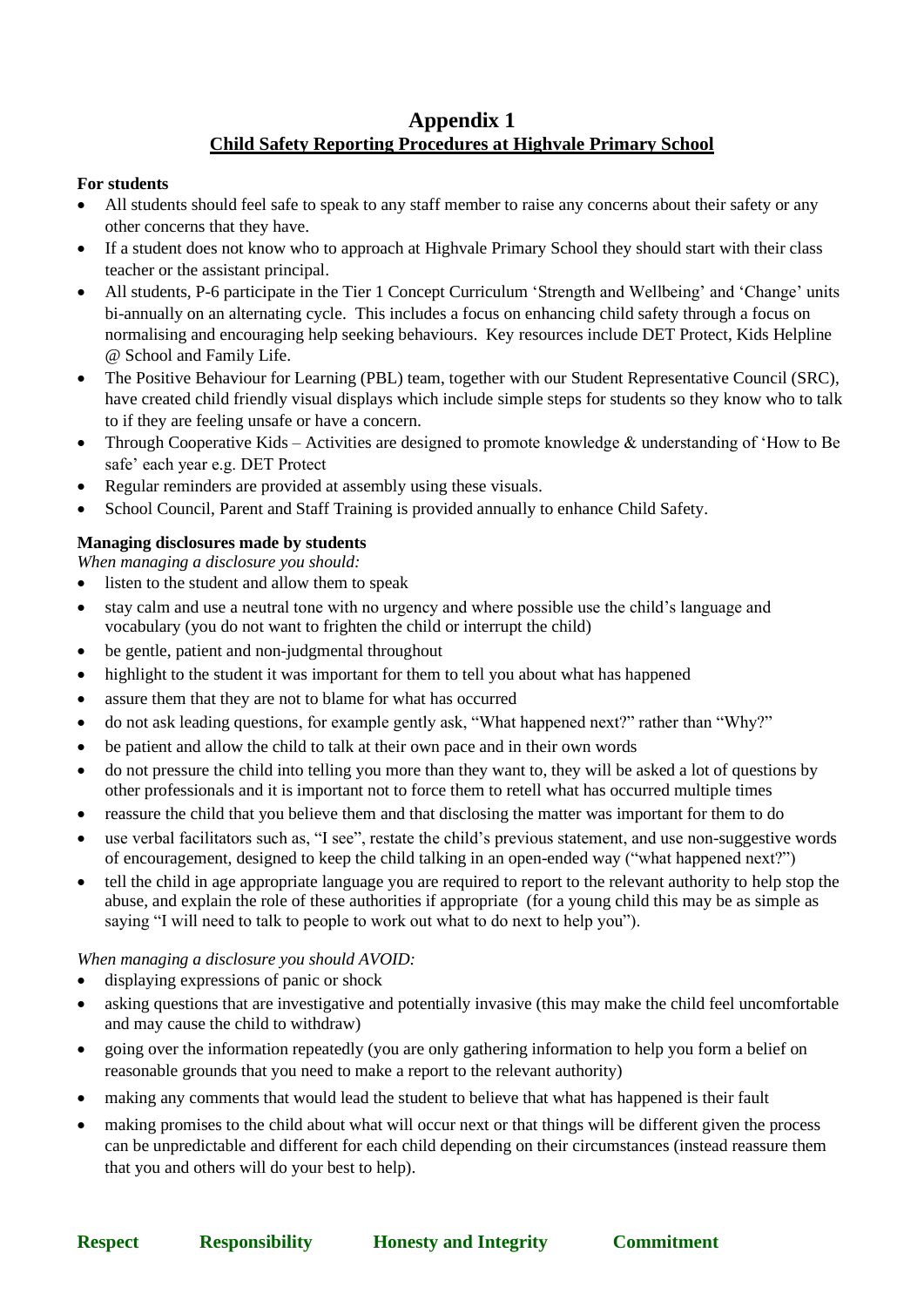# Appendix 1

## Child Safety Reporting Procedures at Highvale Primary School

**For students**

- All students should feel safe to speak to any staff member to raise any concerns about their safety or any other concerns that they have.
- If a student does not know who to approach at Highvale Primary School they should start with their class teacher or the assistant principal.
- All students, P-6 participate in the Tier 1 Concept Curriculum 'Strength and Wellbeing' and 'Change' units bi-annually on an alternating cycle. This includes a focus on enhancing child safety through a focus on normalising and encouraging help seeking behaviours. Key resources include DET Protect, Kids Helpline @ School and Family Life.
- The Positive Behaviour for Learning (PBL) team, together with our Student Representative Council (SRC), have created child friendly visual displays which include simple steps for students so they know who to talk to if they are feeling unsafe or have a concern.
- Through Cooperative Kids – Activities are designed to promote knowledge & understanding of 'How to Be safe' each year e.g. DET Protect
- Regular reminders are provided at assembly using these visuals.
- School Council, Parent and Staff Training is provided annually to enhance Child Safety.

**Managing disclosures made by students**

*When managing a disclosure you should:*

- listen to the student and allow them to speak
- stay calm and use a neutral tone with no urgency and where possible use the child's language and vocabulary (you do not want to frighten the child or interrupt the child)
- be gentle, patient and non-judgmental throughout
- highlight to the student it was important for them to tell you about what has happened
- assure them that they are not to blame for what has occurred
- do not ask leading questions, for example gently ask, "What happened next?" rather than "Why?"
- be patient and allow the child to talk at their own pace and in their own words
- do not pressure the child into telling you more than they want to, they will be asked a lot of questions by other professionals and it is important not to force them to retell what has occurred multiple times
- reassure the child that you believe them and that disclosing the matter was important for them to do
- use verbal facilitators such as, "I see", restate the child's previous statement, and use non-suggestive words of encouragement, designed to keep the child talking in an open-ended way ("what happened next?")
- tell the child in age appropriate language you are required to report to the relevant authority to help stop the abuse, and explain the role of these authorities if appropriate (for a young child this may be as simple as saying "I will need to talk to people to work out what to do next to help you").

*When managing a disclosure you should AVOID:*

- displaying expressions of panic or shock
- asking questions that are investigative and potentially invasive (this may make the child feel uncomfortable and may cause the child to withdraw)
- going over the information repeatedly (you are only gathering information to help you form a belief on reasonable grounds that you need to make a report to the relevant authority)
- making any comments that would lead the student to believe that what has happened is their fault
- making promises to the child about what will occur next or that things will be different given the process can be unpredictable and different for each child depending on their circumstances (instead reassure them that you and others will do your best to help).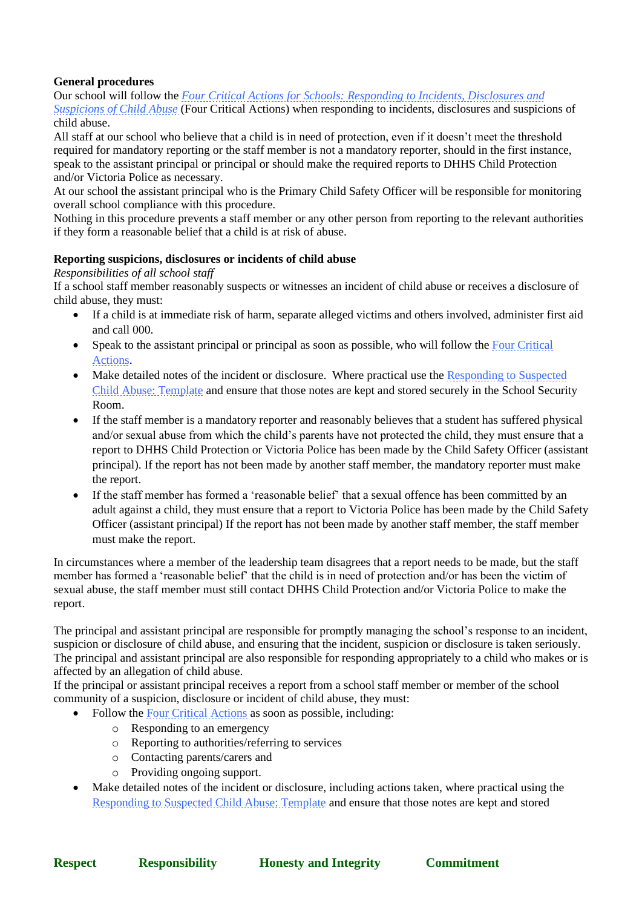**General procedures**

Our school will follow the *Four Critical Actions for Schools: Responding to Incidents, Disclosures and Suspicions of Child Abuse* (Four Critical Actions) when responding to incidents, disclosures and suspicions of child abuse.

All staff at our school who believe that a child is in need of protection, even if it doesn't meet the threshold required for mandatory reporting or the staff member is not a mandatory reporter, should in the first instance, speak to the assistant principal or principal or should make the required reports to DHHS Child Protection and/or Victoria Police as necessary.

At our school the assistant principal who is the Primary Child Safety Officer will be responsible for monitoring overall school compliance with this procedure.

Nothing in this procedure prevents a staff member or any other person from reporting to the relevant authorities if they form a reasonable belief that a child is at risk of abuse.

**Reporting suspicions, disclosures or incidents of child abuse**

*Responsibilities of all school staff*

If a school staff member reasonably suspects or witnesses an incident of child abuse or receives a disclosure of child abuse, they must:

- If a child is at immediate risk of harm, separate alleged victims and others involved, administer first aid and call 000.
- Speak to the assistant principal or principal as soon as possible, who will follow the Four Critical Actions.
- Make detailed notes of the incident or disclosure. Where practical use the Responding to Suspected Child Abuse: Template and ensure that those notes are kept and stored securely in the School Security Room.
- If the staff member is a mandatory reporter and reasonably believes that a student has suffered physical and/or sexual abuse from which the child's parents have not protected the child, they must ensure that a report to DHHS Child Protection or Victoria Police has been made by the Child Safety Officer (assistant principal). If the report has not been made by another staff member, the mandatory reporter must make the report.
- If the staff member has formed a 'reasonable belief' that a sexual offence has been committed by an adult against a child, they must ensure that a report to Victoria Police has been made by the Child Safety Officer (assistant principal) If the report has not been made by another staff member, the staff member must make the report.

In circumstances where a member of the leadership team disagrees that a report needs to be made, but the staff member has formed a 'reasonable belief' that the child is in need of protection and/or has been the victim of sexual abuse, the staff member must still contact DHHS Child Protection and/or Victoria Police to make the report.

The principal and assistant principal are responsible for promptly managing the school's response to an incident, suspicion or disclosure of child abuse, and ensuring that the incident, suspicion or disclosure is taken seriously. The principal and assistant principal are also responsible for responding appropriately to a child who makes or is affected by an allegation of child abuse.

If the principal or assistant principal receives a report from a school staff member or member of the school community of a suspicion, disclosure or incident of child abuse, they must:

- Follow the Four Critical Actions as soon as possible, including:
  - Responding to an emergency
  - Reporting to authorities/referring to services
  - Contacting parents/carers and
  - Providing ongoing support.
- Make detailed notes of the incident or disclosure, including actions taken, where practical using the Responding to Suspected Child Abuse: Template and ensure that those notes are kept and stored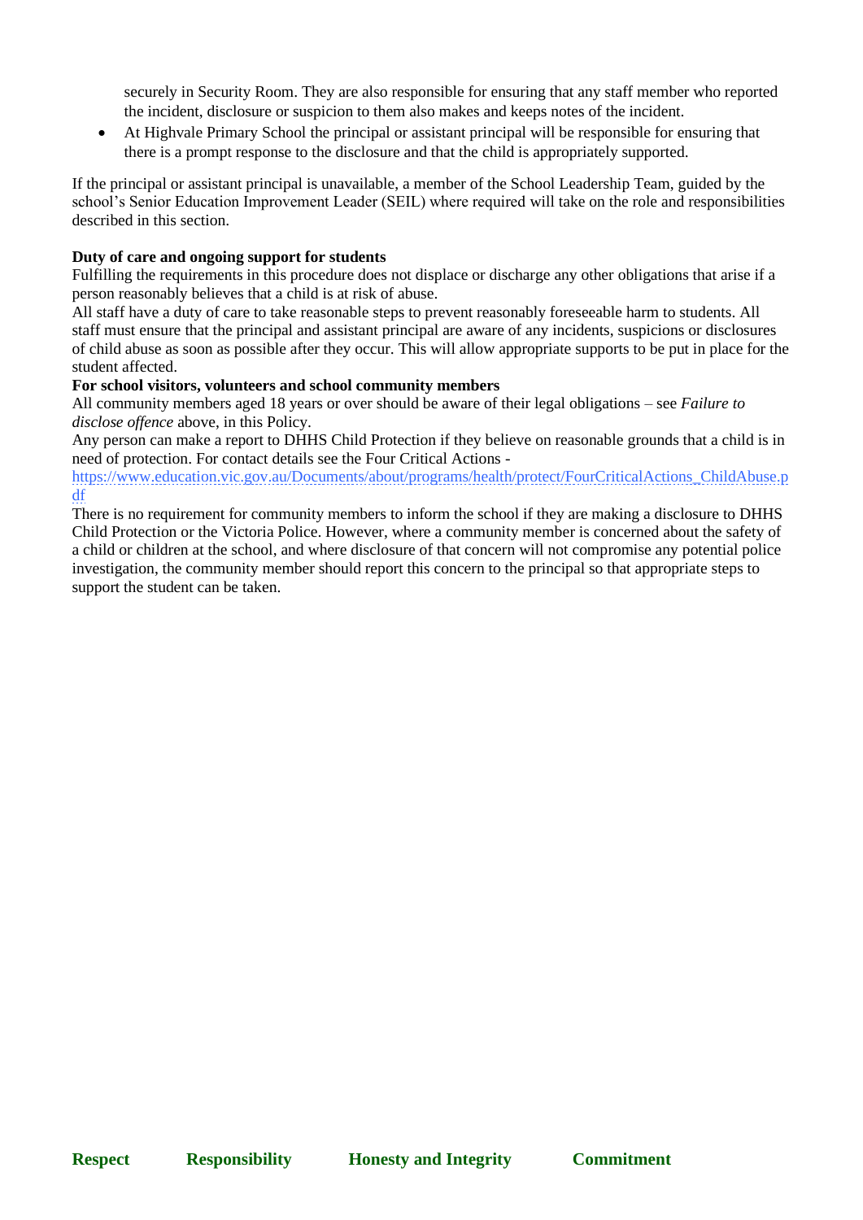securely in Security Room. They are also responsible for ensuring that any staff member who reported the incident, disclosure or suspicion to them also makes and keeps notes of the incident.

- At Highvale Primary School the principal or assistant principal will be responsible for ensuring that there is a prompt response to the disclosure and that the child is appropriately supported.

If the principal or assistant principal is unavailable, a member of the School Leadership Team, guided by the school's Senior Education Improvement Leader (SEIL) where required will take on the role and responsibilities described in this section.

**Duty of care and ongoing support for students**

Fulfilling the requirements in this procedure does not displace or discharge any other obligations that arise if a person reasonably believes that a child is at risk of abuse.

All staff have a duty of care to take reasonable steps to prevent reasonably foreseeable harm to students. All staff must ensure that the principal and assistant principal are aware of any incidents, suspicions or disclosures of child abuse as soon as possible after they occur. This will allow appropriate supports to be put in place for the student affected.

**For school visitors, volunteers and school community members**

All community members aged 18 years or over should be aware of their legal obligations – see *Failure to disclose offence* above, in this Policy.

Any person can make a report to DHHS Child Protection if they believe on reasonable grounds that a child is in need of protection. For contact details see the Four Critical Actions - https://www.education.vic.gov.au/Documents/about/programs/health/protect/FourCriticalActions_ChildAbuse.pdf

There is no requirement for community members to inform the school if they are making a disclosure to DHHS Child Protection or the Victoria Police. However, where a community member is concerned about the safety of a child or children at the school, and where disclosure of that concern will not compromise any potential police investigation, the community member should report this concern to the principal so that appropriate steps to support the student can be taken.